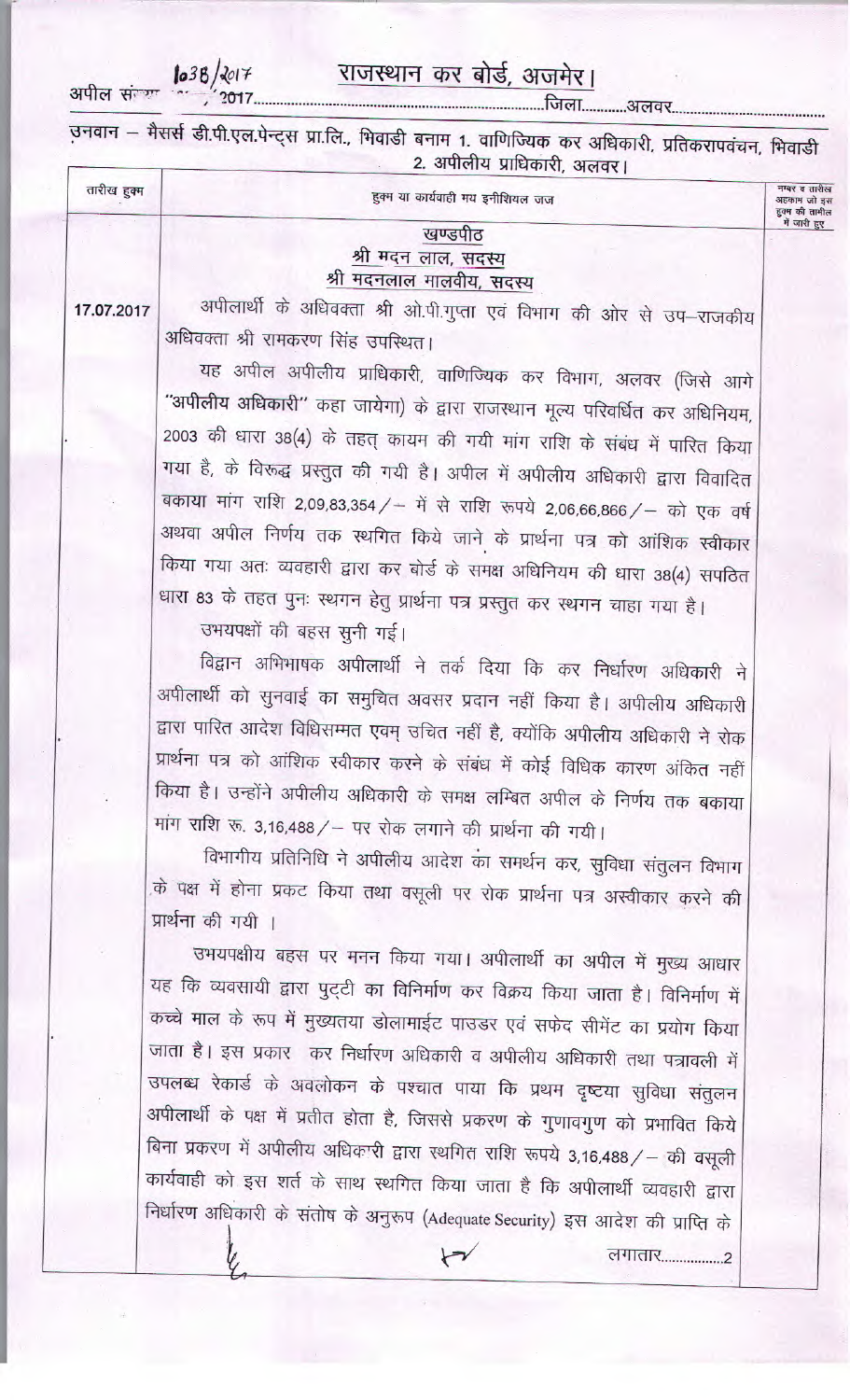अपील संख्या 1038/2017, 2017 **राजस्थान कर बोर्ड, अजमेर।** जिला...........अलवर

उनवान – मैसर्स डी.पी.एल.पेन्ट्स प्रा.लि., भिवाडी बनाम 1. वाणिज्यिक कर अधिकारी, प्रतिकरापवंचन, भिवाडी 2. अपीलीय प्राधिकारी, अलवर।

| तारीख हुक्म | हुक्म या कार्यवाही मय इनीशियल जज | नम्बर व तारीख अहकाम जो इस हुक्म की तामील में जारी हुए |
|---|---|---|
| 17.07.2017 | **खण्डपीठ**<br>**श्री मदन लाल, सदस्य**<br>**श्री मदनलाल मालवीय, सदस्य**<br><br>अपीलार्थी के अधिवक्ता श्री ओ.पी.गुप्ता एवं विभाग की ओर से उप–राजकीय अधिवक्ता श्री रामकरण सिंह उपस्थित।<br><br>यह अपील अपीलीय प्राधिकारी, वाणिज्यिक कर विभाग, अलवर (जिसे आगे "अपीलीय अधिकारी" कहा जायेगा) के द्वारा राजस्थान मूल्य परिवर्धित कर अधिनियम, 2003 की धारा 38(4) के तहत् कायम की गयी मांग राशि के संबंध में पारित किया गया है, के विरूद्ध प्रस्तुत की गयी है। अपील में अपीलीय अधिकारी द्वारा विवादित बकाया मांग राशि 2,09,83,354/– में से राशि रूपये 2,06,66,866/– को एक वर्ष अथवा अपील निर्णय तक स्थगित किये जाने के प्रार्थना पत्र को आंशिक स्वीकार किया गया अतः व्यवहारी द्वारा कर बोर्ड के समक्ष अधिनियम की धारा 38(4) सपठित धारा 83 के तहत पुनः स्थगन हेतु प्रार्थना पत्र प्रस्तुत कर स्थगन चाहा गया है।<br><br>उभयपक्षों की बहस सुनी गई।<br><br>विद्वान अभिभाषक अपीलार्थी ने तर्क दिया कि कर निर्धारण अधिकारी ने अपीलार्थी को सुनवाई का समुचित अवसर प्रदान नहीं किया है। अपीलीय अधिकारी द्वारा पारित आदेश विधिसम्मत एवम् उचित नहीं है, क्योंकि अपीलीय अधिकारी ने रोक प्रार्थना पत्र को आंशिक स्वीकार करने के संबंध में कोई विधिक कारण अंकित नहीं किया है। उन्होंने अपीलीय अधिकारी के समक्ष लम्बित अपील के निर्णय तक बकाया मांग राशि रू. 3,16,488/– पर रोक लगाने की प्रार्थना की गयी।<br><br>विभागीय प्रतिनिधि ने अपीलीय आदेश का समर्थन कर, सुविधा संतुलन विभाग के पक्ष में होना प्रकट किया तथा वसूली पर रोक प्रार्थना पत्र अस्वीकार करने की प्रार्थना की गयी ।<br><br>उभयपक्षीय बहस पर मनन किया गया। अपीलार्थी का अपील में मुख्य आधार यह कि व्यवसायी द्वारा पुट्टी का विनिर्माण कर विक्रय किया जाता है। विनिर्माण में कच्चे माल के रूप में मुख्यतया डोलामाईट पाउडर एवं सफेद सीमेंट का प्रयोग किया जाता है। इस प्रकार कर निर्धारण अधिकारी व अपीलीय अधिकारी तथा पत्रावली में उपलब्ध रेकार्ड के अवलोकन के पश्चात पाया कि प्रथम दृष्टया सुविधा संतुलन अपीलार्थी के पक्ष में प्रतीत होता है, जिससे प्रकरण के गुणावगुण को प्रभावित किये बिना प्रकरण में अपीलीय अधिकारी द्वारा स्थगित राशि रूपये 3,16,488/– की वसूली कार्यवाही को इस शर्त के साथ स्थगित किया जाता है कि अपीलार्थी व्यवहारी द्वारा निर्धारण अधिकारी के संतोष के अनुरूप (Adequate Security) इस आदेश की प्राप्ति के<br><br>लगातार................2 | |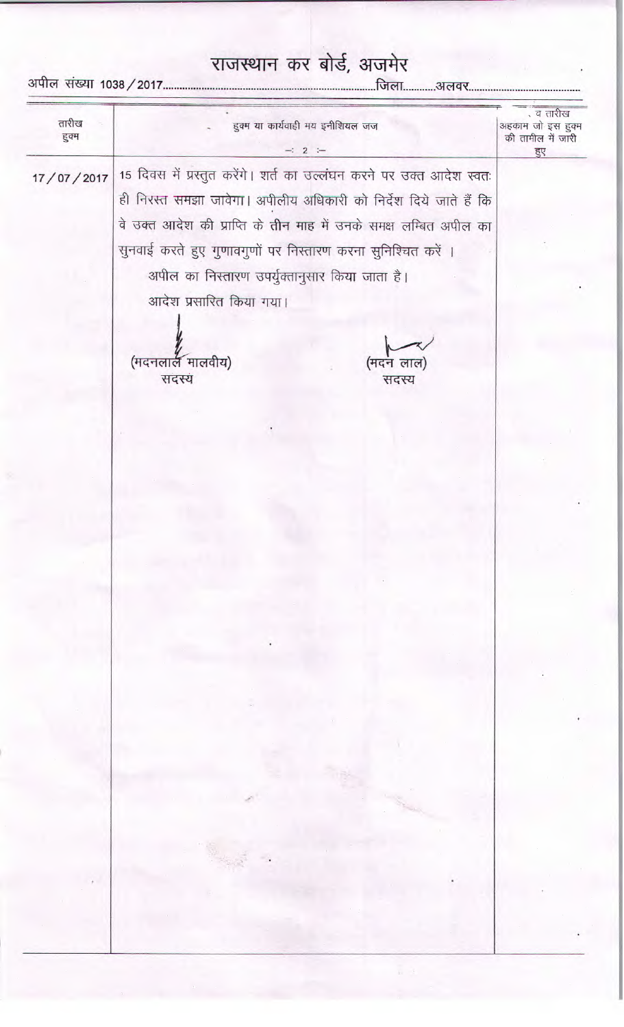# राजस्थान कर बोर्ड, अजमेर

अपील संख्या 1038 / 2017.......................................................................जिला...........अलवर..........................................

| तारीख हुक्म | हुक्म या कार्यवाही मय इनीशियल जज | व तारीख अहकाम जो इस हुक्म की तामील में जारी हुए |
|---|---|---|
| | -: 2 :- | |
| 17 / 07 / 2017 | 15 दिवस में प्रस्तुत करेंगे। शर्त का उल्लंघन करने पर उक्त आदेश स्वतः ही निरस्त समझा जावेगा। अपीलीय अधिकारी को निर्देश दिये जाते हैं कि वे उक्त आदेश की प्राप्ति के **तीन** माह में उनके समक्ष लम्बित अपील का सुनवाई करते हुए गुणावगुणों पर निस्तारण करना सुनिश्चित करें ।<br>अपील का निस्तारण उपर्युक्तानुसार किया जाता है।<br>आदेश प्रसारित किया गया।<br><br>(मदनलाल मालवीय) सदस्य &nbsp;&nbsp;&nbsp;&nbsp; (मदन लाल) सदस्य | |